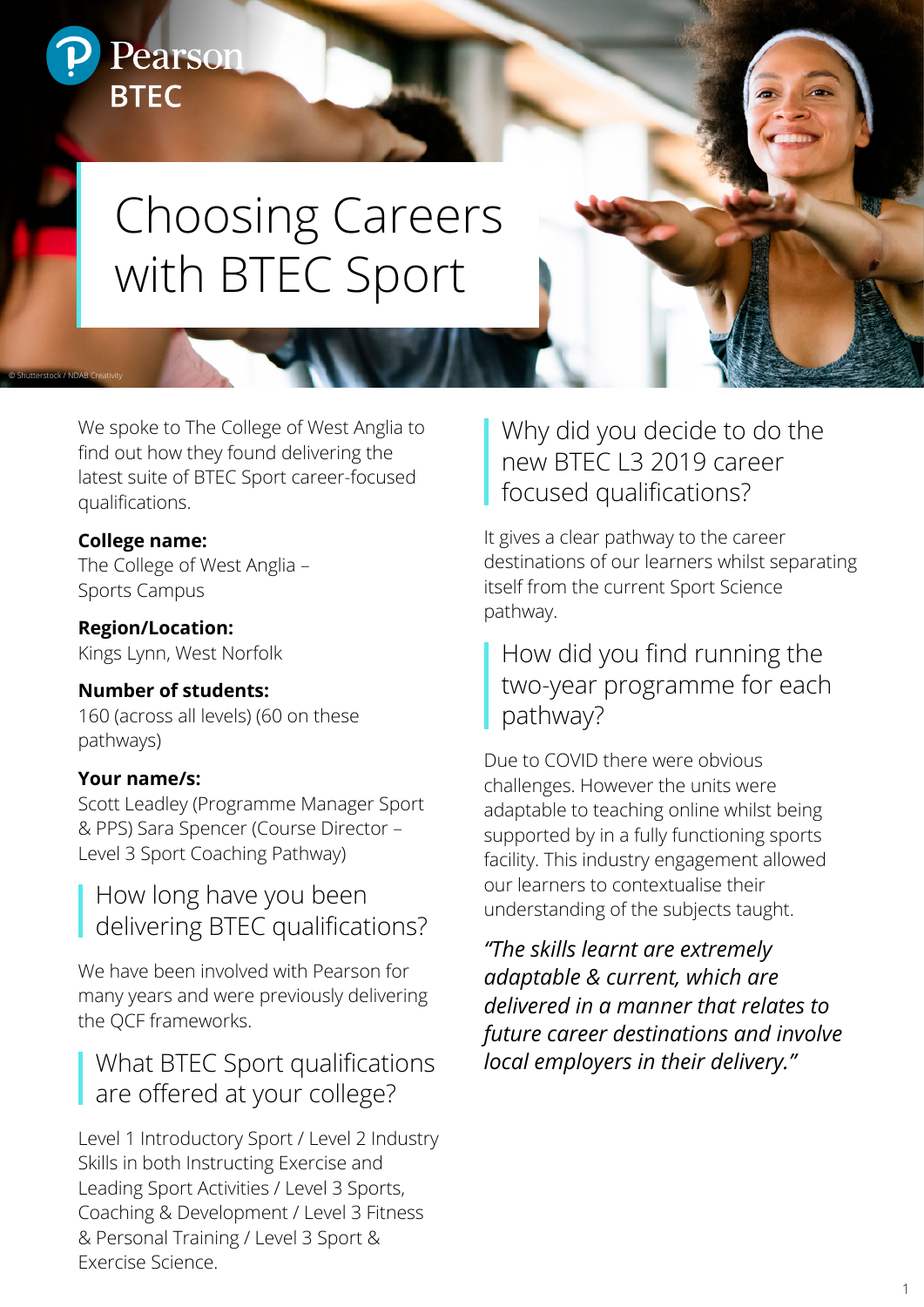Pearson BTEC

# Choosing Careers with BTEC Sport

© Shutterstock / NDAB Creativity

We spoke to The College of West Anglia to find out how they found delivering the latest suite of BTEC Sport career-focused qualifications.

**College name:**
The College of West Anglia – Sports Campus

**Region/Location:**
Kings Lynn, West Norfolk

**Number of students:**
160 (across all levels) (60 on these pathways)

**Your name/s:**
Scott Leadley (Programme Manager Sport & PPS) Sara Spencer (Course Director – Level 3 Sport Coaching Pathway)

## How long have you been delivering BTEC qualifications?

We have been involved with Pearson for many years and were previously delivering the QCF frameworks.

## What BTEC Sport qualifications are offered at your college?

Level 1 Introductory Sport / Level 2 Industry Skills in both Instructing Exercise and Leading Sport Activities / Level 3 Sports, Coaching & Development / Level 3 Fitness & Personal Training / Level 3 Sport & Exercise Science.

## Why did you decide to do the new BTEC L3 2019 career focused qualifications?

It gives a clear pathway to the career destinations of our learners whilst separating itself from the current Sport Science pathway.

## How did you find running the two-year programme for each pathway?

Due to COVID there were obvious challenges. However the units were adaptable to teaching online whilst being supported by in a fully functioning sports facility. This industry engagement allowed our learners to contextualise their understanding of the subjects taught.

*"The skills learnt are extremely adaptable & current, which are delivered in a manner that relates to future career destinations and involve local employers in their delivery."*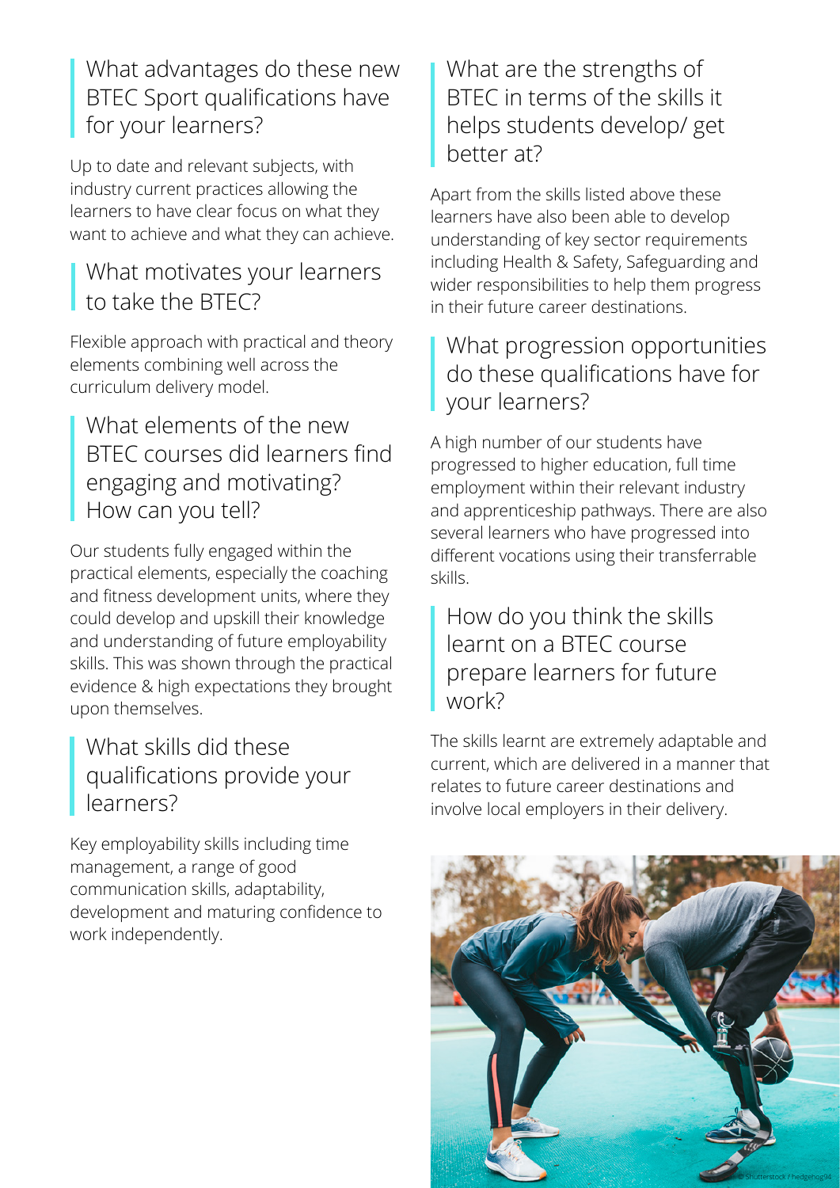## What advantages do these new BTEC Sport qualifications have for your learners?

Up to date and relevant subjects, with industry current practices allowing the learners to have clear focus on what they want to achieve and what they can achieve.

## What motivates your learners to take the BTEC?

Flexible approach with practical and theory elements combining well across the curriculum delivery model.

## What elements of the new BTEC courses did learners find engaging and motivating? How can you tell?

Our students fully engaged within the practical elements, especially the coaching and fitness development units, where they could develop and upskill their knowledge and understanding of future employability skills. This was shown through the practical evidence & high expectations they brought upon themselves.

## What skills did these qualifications provide your learners?

Key employability skills including time management, a range of good communication skills, adaptability, development and maturing confidence to work independently.

## What are the strengths of BTEC in terms of the skills it helps students develop/ get better at?

Apart from the skills listed above these learners have also been able to develop understanding of key sector requirements including Health & Safety, Safeguarding and wider responsibilities to help them progress in their future career destinations.

## What progression opportunities do these qualifications have for your learners?

A high number of our students have progressed to higher education, full time employment within their relevant industry and apprenticeship pathways. There are also several learners who have progressed into different vocations using their transferrable skills.

## How do you think the skills learnt on a BTEC course prepare learners for future work?

The skills learnt are extremely adaptable and current, which are delivered in a manner that relates to future career destinations and involve local employers in their delivery.

© Shutterstock / hedgehog94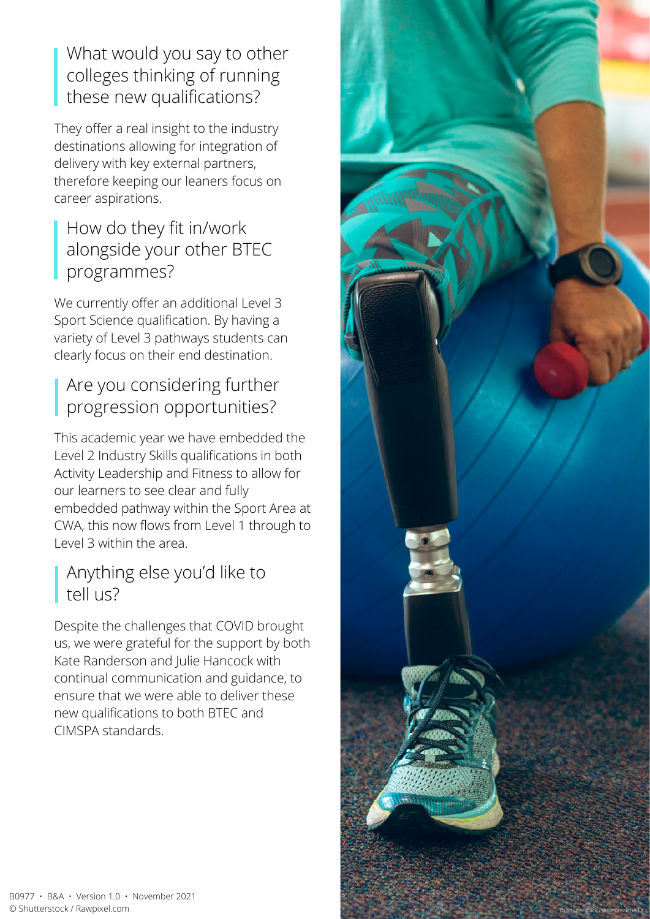## What would you say to other colleges thinking of running these new qualifications?

They offer a real insight to the industry destinations allowing for integration of delivery with key external partners, therefore keeping our leaners focus on career aspirations.

## How do they fit in/work alongside your other BTEC programmes?

We currently offer an additional Level 3 Sport Science qualification. By having a variety of Level 3 pathways students can clearly focus on their end destination.

## Are you considering further progression opportunities?

This academic year we have embedded the Level 2 Industry Skills qualifications in both Activity Leadership and Fitness to allow for our learners to see clear and fully embedded pathway within the Sport Area at CWA, this now flows from Level 1 through to Level 3 within the area.

## Anything else you'd like to tell us?

Despite the challenges that COVID brought us, we were grateful for the support by both Kate Randerson and Julie Hancock with continual communication and guidance, to ensure that we were able to deliver these new qualifications to both BTEC and CIMSPA standards.

B0977 • B&A • Version 1.0 • November 2021
© Shutterstock / Rawpixel.com

© Shutterstock / wavebreakmedia